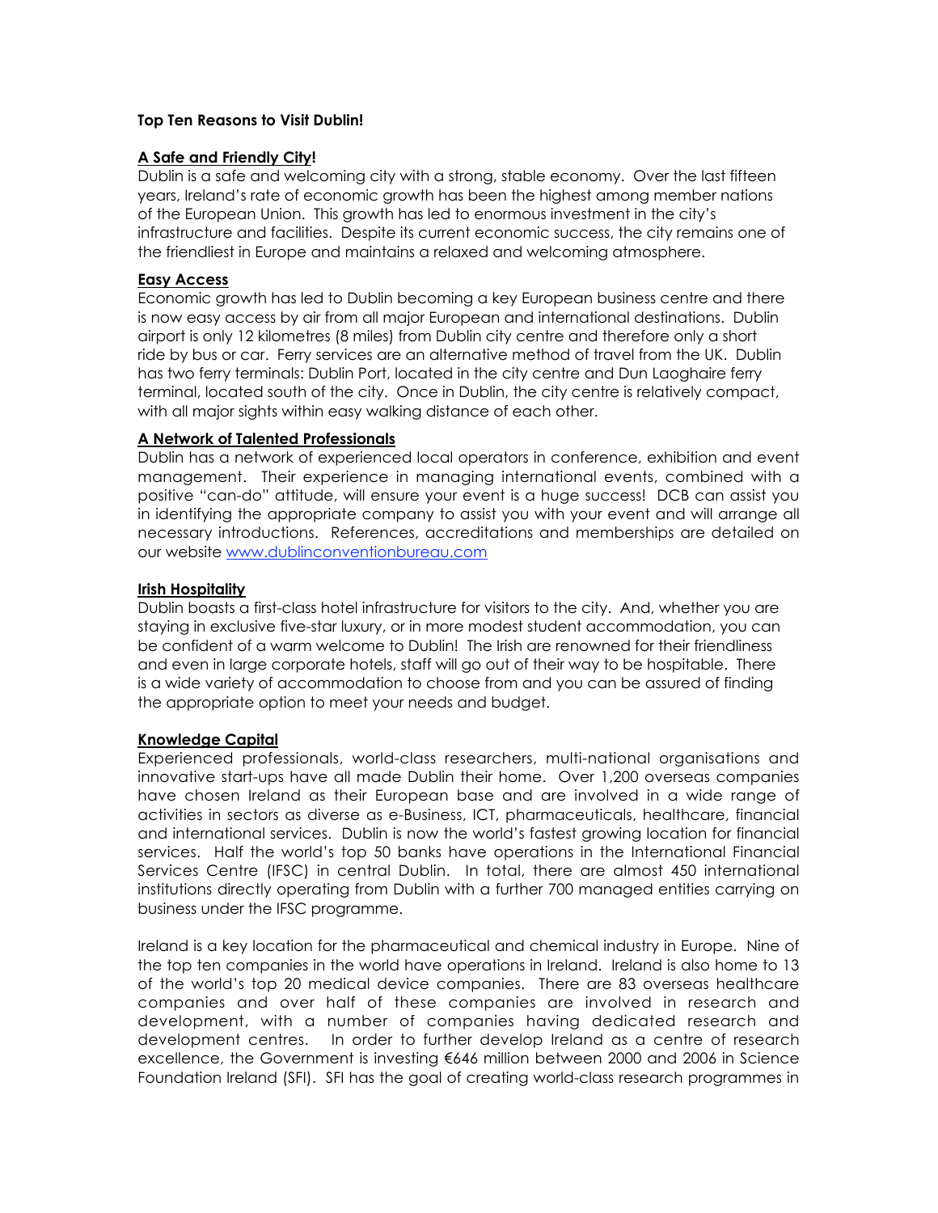**Top Ten Reasons to Visit Dublin!**

**A Safe and Friendly City!**

Dublin is a safe and welcoming city with a strong, stable economy. Over the last fifteen years, Ireland's rate of economic growth has been the highest among member nations of the European Union. This growth has led to enormous investment in the city's infrastructure and facilities. Despite its current economic success, the city remains one of the friendliest in Europe and maintains a relaxed and welcoming atmosphere.

**Easy Access**

Economic growth has led to Dublin becoming a key European business centre and there is now easy access by air from all major European and international destinations. Dublin airport is only 12 kilometres (8 miles) from Dublin city centre and therefore only a short ride by bus or car. Ferry services are an alternative method of travel from the UK. Dublin has two ferry terminals: Dublin Port, located in the city centre and Dun Laoghaire ferry terminal, located south of the city. Once in Dublin, the city centre is relatively compact, with all major sights within easy walking distance of each other.

**A Network of Talented Professionals**

Dublin has a network of experienced local operators in conference, exhibition and event management. Their experience in managing international events, combined with a positive "can-do" attitude, will ensure your event is a huge success! DCB can assist you in identifying the appropriate company to assist you with your event and will arrange all necessary introductions. References, accreditations and memberships are detailed on our website www.dublinconventionbureau.com

**Irish Hospitality**

Dublin boasts a first-class hotel infrastructure for visitors to the city. And, whether you are staying in exclusive five-star luxury, or in more modest student accommodation, you can be confident of a warm welcome to Dublin! The Irish are renowned for their friendliness and even in large corporate hotels, staff will go out of their way to be hospitable. There is a wide variety of accommodation to choose from and you can be assured of finding the appropriate option to meet your needs and budget.

**Knowledge Capital**

Experienced professionals, world-class researchers, multi-national organisations and innovative start-ups have all made Dublin their home. Over 1,200 overseas companies have chosen Ireland as their European base and are involved in a wide range of activities in sectors as diverse as e-Business, ICT, pharmaceuticals, healthcare, financial and international services. Dublin is now the world's fastest growing location for financial services. Half the world's top 50 banks have operations in the International Financial Services Centre (IFSC) in central Dublin. In total, there are almost 450 international institutions directly operating from Dublin with a further 700 managed entities carrying on business under the IFSC programme.

Ireland is a key location for the pharmaceutical and chemical industry in Europe. Nine of the top ten companies in the world have operations in Ireland. Ireland is also home to 13 of the world's top 20 medical device companies. There are 83 overseas healthcare companies and over half of these companies are involved in research and development, with a number of companies having dedicated research and development centres. In order to further develop Ireland as a centre of research excellence, the Government is investing €646 million between 2000 and 2006 in Science Foundation Ireland (SFI). SFI has the goal of creating world-class research programmes in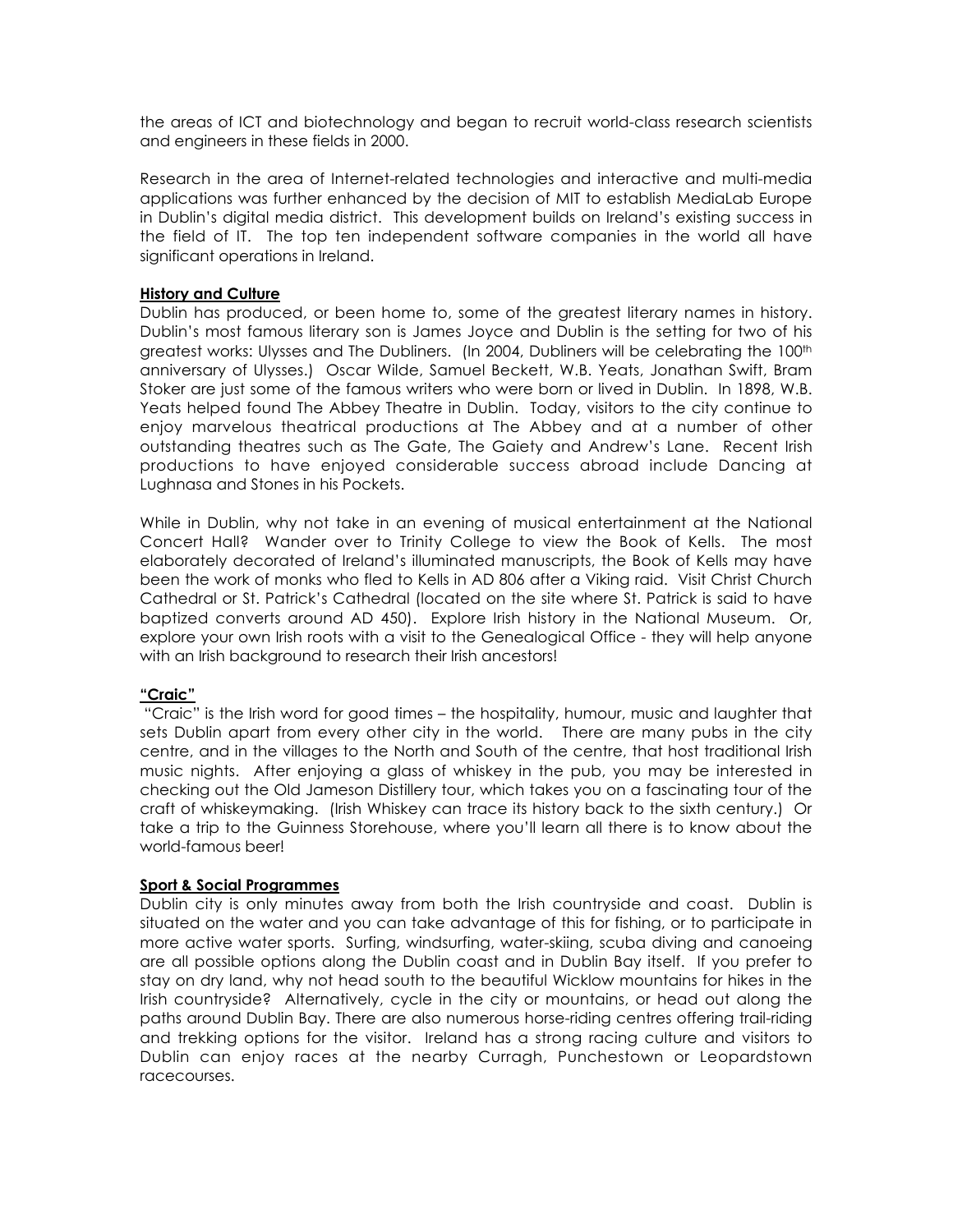the areas of ICT and biotechnology and began to recruit world-class research scientists and engineers in these fields in 2000.

Research in the area of Internet-related technologies and interactive and multi-media applications was further enhanced by the decision of MIT to establish MediaLab Europe in Dublin's digital media district. This development builds on Ireland's existing success in the field of IT. The top ten independent software companies in the world all have significant operations in Ireland.

## History and Culture

Dublin has produced, or been home to, some of the greatest literary names in history. Dublin's most famous literary son is James Joyce and Dublin is the setting for two of his greatest works: Ulysses and The Dubliners. (In 2004, Dubliners will be celebrating the 100th anniversary of Ulysses.) Oscar Wilde, Samuel Beckett, W.B. Yeats, Jonathan Swift, Bram Stoker are just some of the famous writers who were born or lived in Dublin. In 1898, W.B. Yeats helped found The Abbey Theatre in Dublin. Today, visitors to the city continue to enjoy marvelous theatrical productions at The Abbey and at a number of other outstanding theatres such as The Gate, The Gaiety and Andrew's Lane. Recent Irish productions to have enjoyed considerable success abroad include Dancing at Lughnasa and Stones in his Pockets.

While in Dublin, why not take in an evening of musical entertainment at the National Concert Hall? Wander over to Trinity College to view the Book of Kells. The most elaborately decorated of Ireland's illuminated manuscripts, the Book of Kells may have been the work of monks who fled to Kells in AD 806 after a Viking raid. Visit Christ Church Cathedral or St. Patrick's Cathedral (located on the site where St. Patrick is said to have baptized converts around AD 450). Explore Irish history in the National Museum. Or, explore your own Irish roots with a visit to the Genealogical Office - they will help anyone with an Irish background to research their Irish ancestors!

## "Craic"

"Craic" is the Irish word for good times – the hospitality, humour, music and laughter that sets Dublin apart from every other city in the world. There are many pubs in the city centre, and in the villages to the North and South of the centre, that host traditional Irish music nights. After enjoying a glass of whiskey in the pub, you may be interested in checking out the Old Jameson Distillery tour, which takes you on a fascinating tour of the craft of whiskeymaking. (Irish Whiskey can trace its history back to the sixth century.) Or take a trip to the Guinness Storehouse, where you'll learn all there is to know about the world-famous beer!

## Sport & Social Programmes

Dublin city is only minutes away from both the Irish countryside and coast. Dublin is situated on the water and you can take advantage of this for fishing, or to participate in more active water sports. Surfing, windsurfing, water-skiing, scuba diving and canoeing are all possible options along the Dublin coast and in Dublin Bay itself. If you prefer to stay on dry land, why not head south to the beautiful Wicklow mountains for hikes in the Irish countryside? Alternatively, cycle in the city or mountains, or head out along the paths around Dublin Bay. There are also numerous horse-riding centres offering trail-riding and trekking options for the visitor. Ireland has a strong racing culture and visitors to Dublin can enjoy races at the nearby Curragh, Punchestown or Leopardstown racecourses.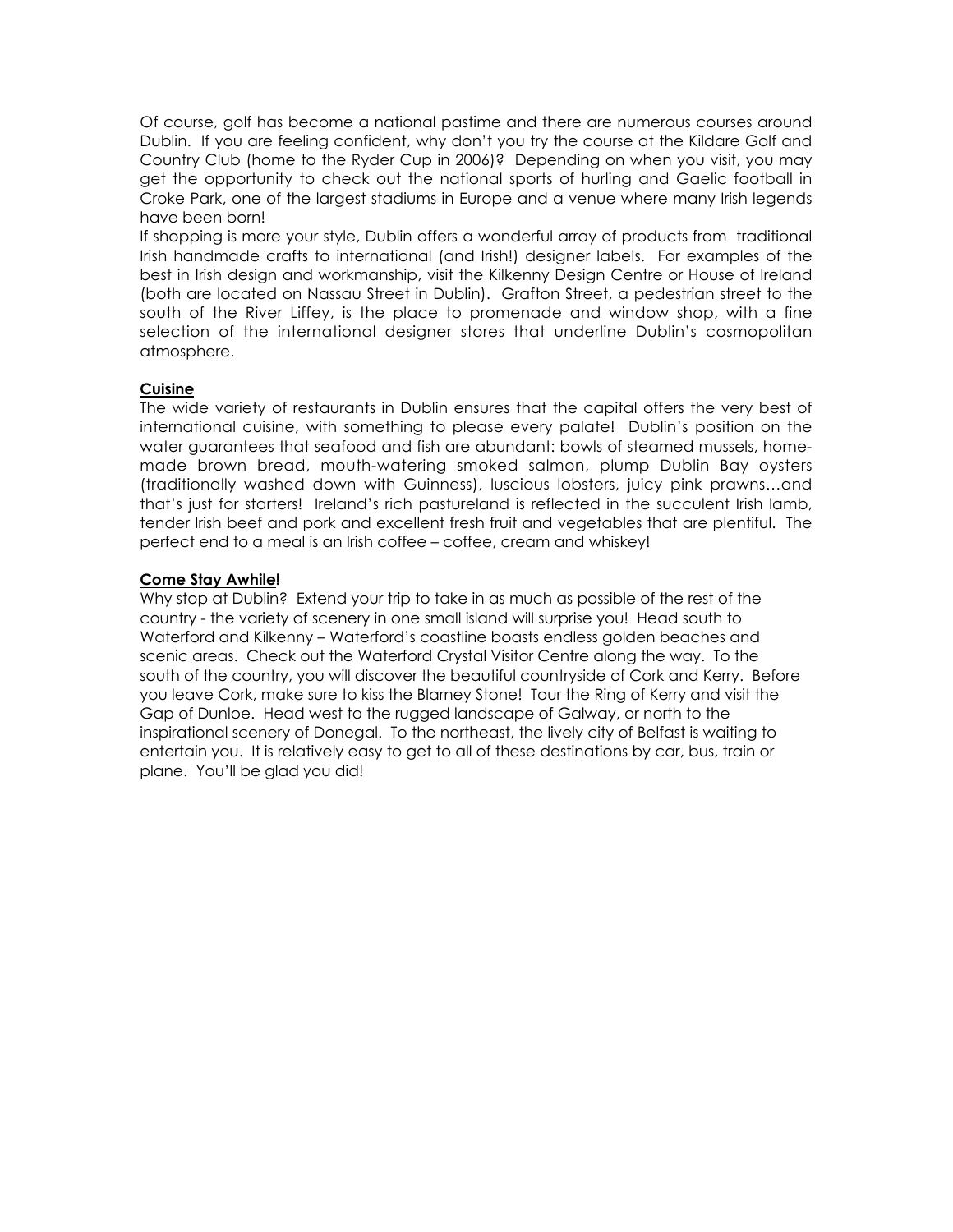Of course, golf has become a national pastime and there are numerous courses around Dublin. If you are feeling confident, why don't you try the course at the Kildare Golf and Country Club (home to the Ryder Cup in 2006)? Depending on when you visit, you may get the opportunity to check out the national sports of hurling and Gaelic football in Croke Park, one of the largest stadiums in Europe and a venue where many Irish legends have been born!

If shopping is more your style, Dublin offers a wonderful array of products from traditional Irish handmade crafts to international (and Irish!) designer labels. For examples of the best in Irish design and workmanship, visit the Kilkenny Design Centre or House of Ireland (both are located on Nassau Street in Dublin). Grafton Street, a pedestrian street to the south of the River Liffey, is the place to promenade and window shop, with a fine selection of the international designer stores that underline Dublin's cosmopolitan atmosphere.

**Cuisine**

The wide variety of restaurants in Dublin ensures that the capital offers the very best of international cuisine, with something to please every palate! Dublin's position on the water guarantees that seafood and fish are abundant: bowls of steamed mussels, home-made brown bread, mouth-watering smoked salmon, plump Dublin Bay oysters (traditionally washed down with Guinness), luscious lobsters, juicy pink prawns…and that's just for starters! Ireland's rich pastureland is reflected in the succulent Irish lamb, tender Irish beef and pork and excellent fresh fruit and vegetables that are plentiful. The perfect end to a meal is an Irish coffee – coffee, cream and whiskey!

**Come Stay Awhile!**

Why stop at Dublin? Extend your trip to take in as much as possible of the rest of the country - the variety of scenery in one small island will surprise you! Head south to Waterford and Kilkenny – Waterford's coastline boasts endless golden beaches and scenic areas. Check out the Waterford Crystal Visitor Centre along the way. To the south of the country, you will discover the beautiful countryside of Cork and Kerry. Before you leave Cork, make sure to kiss the Blarney Stone! Tour the Ring of Kerry and visit the Gap of Dunloe. Head west to the rugged landscape of Galway, or north to the inspirational scenery of Donegal. To the northeast, the lively city of Belfast is waiting to entertain you. It is relatively easy to get to all of these destinations by car, bus, train or plane. You'll be glad you did!